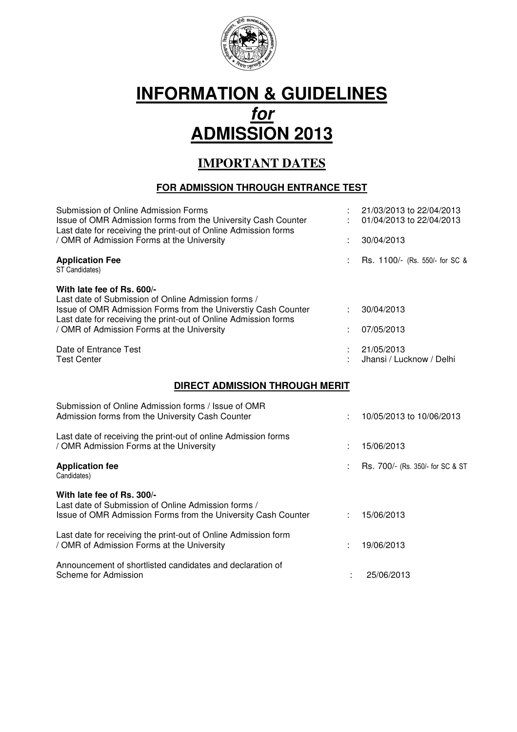# INFORMATION & GUIDELINES
# *for*
# ADMISSION 2013

## IMPORTANT DATES

### FOR ADMISSION THROUGH ENTRANCE TEST

| | | |
|---|---|---|
| Submission of Online Admission Forms | : | 21/03/2013 to 22/04/2013 |
| Issue of OMR Admission forms from the University Cash Counter | : | 01/04/2013 to 22/04/2013 |
| Last date for receiving the print-out of Online Admission forms / OMR of Admission Forms at the University | : | 30/04/2013 |
| **Application Fee** | : | Rs. 1100/- (Rs. 550/- for SC & ST Candidates) |
| **With late fee of Rs. 600/-** | | |
| Last date of Submission of Online Admission forms / Issue of OMR Admission Forms from the Universtiy Cash Counter | : | 30/04/2013 |
| Last date for receiving the print-out of Online Admission forms / OMR of Admission Forms at the University | : | 07/05/2013 |
| Date of Entrance Test | : | 21/05/2013 |
| Test Center | : | Jhansi / Lucknow / Delhi |

### DIRECT ADMISSION THROUGH MERIT

| | | |
|---|---|---|
| Submission of Online Admission forms / Issue of OMR Admission forms from the University Cash Counter | : | 10/05/2013 to 10/06/2013 |
| Last date of receiving the print-out of online Admission forms / OMR Admission Forms at the University | : | 15/06/2013 |
| **Application fee** | : | Rs. 700/- (Rs. 350/- for SC & ST Candidates) |
| **With late fee of Rs. 300/-** | | |
| Last date of Submission of Online Admission forms / Issue of OMR Admission Forms from the University Cash Counter | : | 15/06/2013 |
| Last date for receiving the print-out of Online Admission form / OMR of Admission Forms at the University | : | 19/06/2013 |
| Announcement of shortlisted candidates and declaration of Scheme for Admission | : | 25/06/2013 |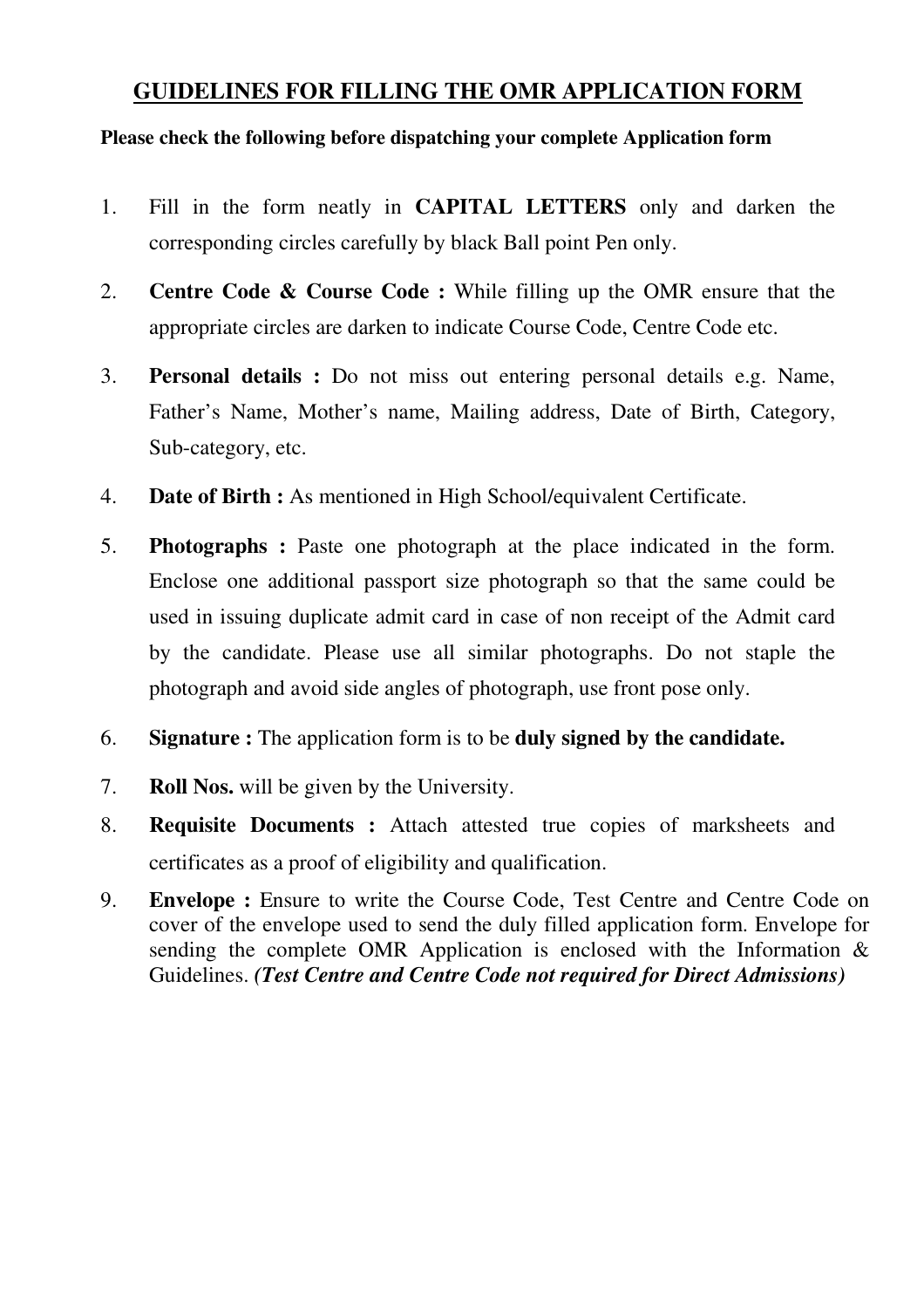## GUIDELINES FOR FILLING THE OMR APPLICATION FORM

**Please check the following before dispatching your complete Application form**

1. Fill in the form neatly in **CAPITAL LETTERS** only and darken the corresponding circles carefully by black Ball point Pen only.
2. **Centre Code & Course Code :** While filling up the OMR ensure that the appropriate circles are darken to indicate Course Code, Centre Code etc.
3. **Personal details :** Do not miss out entering personal details e.g. Name, Father's Name, Mother's name, Mailing address, Date of Birth, Category, Sub-category, etc.
4. **Date of Birth :** As mentioned in High School/equivalent Certificate.
5. **Photographs :** Paste one photograph at the place indicated in the form. Enclose one additional passport size photograph so that the same could be used in issuing duplicate admit card in case of non receipt of the Admit card by the candidate. Please use all similar photographs. Do not staple the photograph and avoid side angles of photograph, use front pose only.
6. **Signature :** The application form is to be **duly signed by the candidate.**
7. **Roll Nos.** will be given by the University.
8. **Requisite Documents :** Attach attested true copies of marksheets and certificates as a proof of eligibility and qualification.
9. **Envelope :** Ensure to write the Course Code, Test Centre and Centre Code on cover of the envelope used to send the duly filled application form. Envelope for sending the complete OMR Application is enclosed with the Information & Guidelines. ***(Test Centre and Centre Code not required for Direct Admissions)***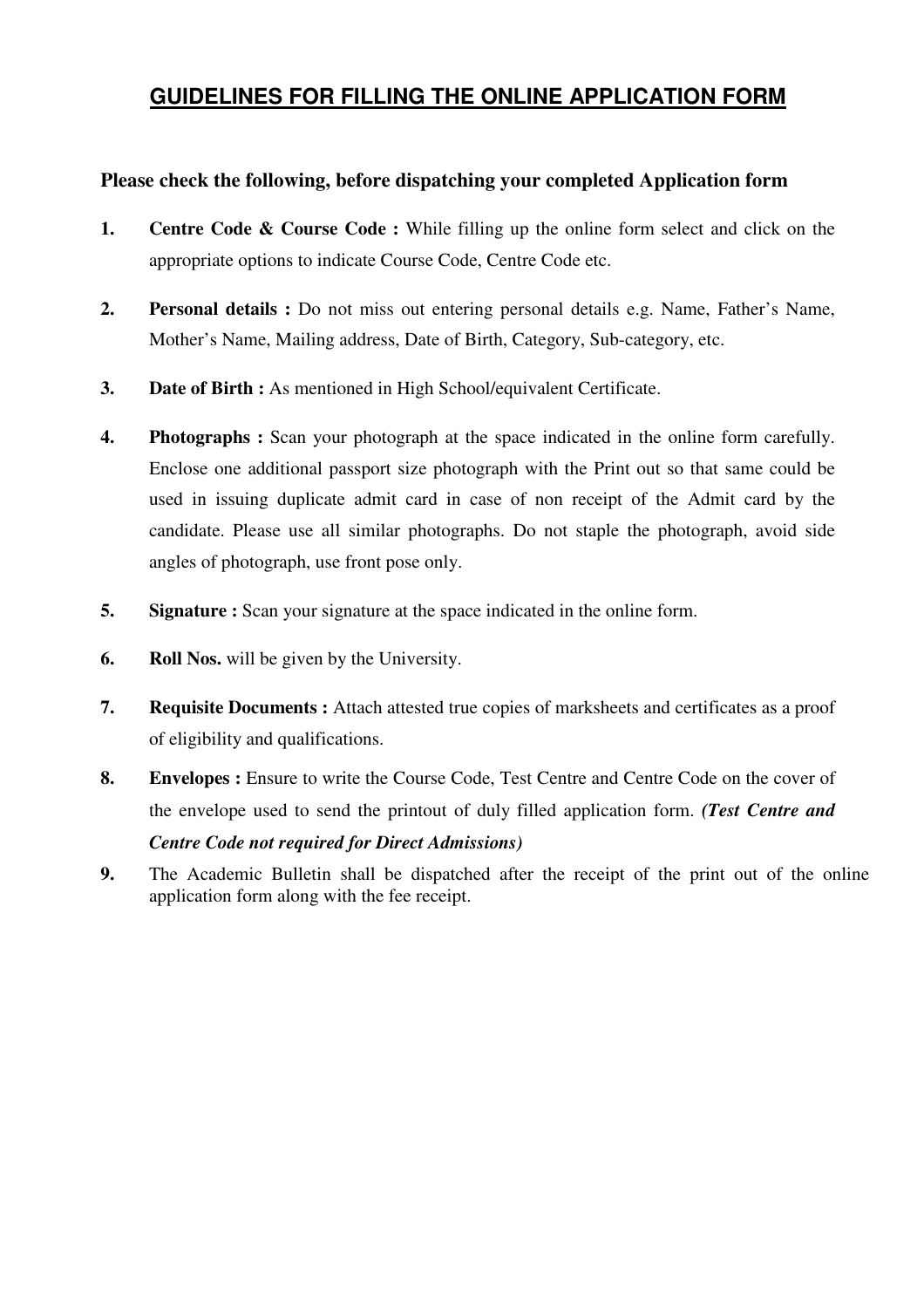# GUIDELINES FOR FILLING THE ONLINE APPLICATION FORM

**Please check the following, before dispatching your completed Application form**

1. **Centre Code & Course Code :** While filling up the online form select and click on the appropriate options to indicate Course Code, Centre Code etc.

2. **Personal details :** Do not miss out entering personal details e.g. Name, Father's Name, Mother's Name, Mailing address, Date of Birth, Category, Sub-category, etc.

3. **Date of Birth :** As mentioned in High School/equivalent Certificate.

4. **Photographs :** Scan your photograph at the space indicated in the online form carefully. Enclose one additional passport size photograph with the Print out so that same could be used in issuing duplicate admit card in case of non receipt of the Admit card by the candidate. Please use all similar photographs. Do not staple the photograph, avoid side angles of photograph, use front pose only.

5. **Signature :** Scan your signature at the space indicated in the online form.

6. **Roll Nos.** will be given by the University.

7. **Requisite Documents :** Attach attested true copies of marksheets and certificates as a proof of eligibility and qualifications.

8. **Envelopes :** Ensure to write the Course Code, Test Centre and Centre Code on the cover of the envelope used to send the printout of duly filled application form. ***(Test Centre and Centre Code not required for Direct Admissions)***

9. The Academic Bulletin shall be dispatched after the receipt of the print out of the online application form along with the fee receipt.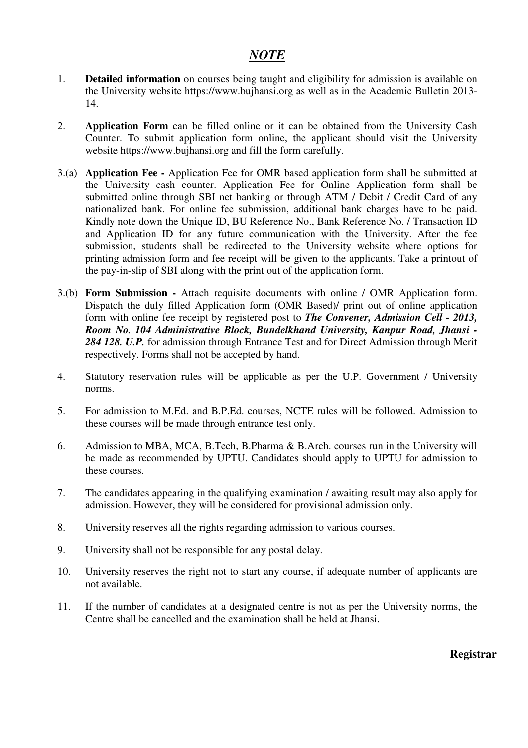# ***NOTE***

1. **Detailed information** on courses being taught and eligibility for admission is available on the University website https://www.bujhansi.org as well as in the Academic Bulletin 2013-14.

2. **Application Form** can be filled online or it can be obtained from the University Cash Counter. To submit application form online, the applicant should visit the University website https://www.bujhansi.org and fill the form carefully.

3.(a) **Application Fee -** Application Fee for OMR based application form shall be submitted at the University cash counter. Application Fee for Online Application form shall be submitted online through SBI net banking or through ATM / Debit / Credit Card of any nationalized bank. For online fee submission, additional bank charges have to be paid. Kindly note down the Unique ID, BU Reference No., Bank Reference No. / Transaction ID and Application ID for any future communication with the University. After the fee submission, students shall be redirected to the University website where options for printing admission form and fee receipt will be given to the applicants. Take a printout of the pay-in-slip of SBI along with the print out of the application form.

3.(b) **Form Submission -** Attach requisite documents with online / OMR Application form. Dispatch the duly filled Application form (OMR Based)/ print out of online application form with online fee receipt by registered post to ***The Convener, Admission Cell - 2013, Room No. 104 Administrative Block, Bundelkhand University, Kanpur Road, Jhansi - 284 128. U.P.*** for admission through Entrance Test and for Direct Admission through Merit respectively. Forms shall not be accepted by hand.

4. Statutory reservation rules will be applicable as per the U.P. Government / University norms.

5. For admission to M.Ed. and B.P.Ed. courses, NCTE rules will be followed. Admission to these courses will be made through entrance test only.

6. Admission to MBA, MCA, B.Tech, B.Pharma & B.Arch. courses run in the University will be made as recommended by UPTU. Candidates should apply to UPTU for admission to these courses.

7. The candidates appearing in the qualifying examination / awaiting result may also apply for admission. However, they will be considered for provisional admission only.

8. University reserves all the rights regarding admission to various courses.

9. University shall not be responsible for any postal delay.

10. University reserves the right not to start any course, if adequate number of applicants are not available.

11. If the number of candidates at a designated centre is not as per the University norms, the Centre shall be cancelled and the examination shall be held at Jhansi.

**Registrar**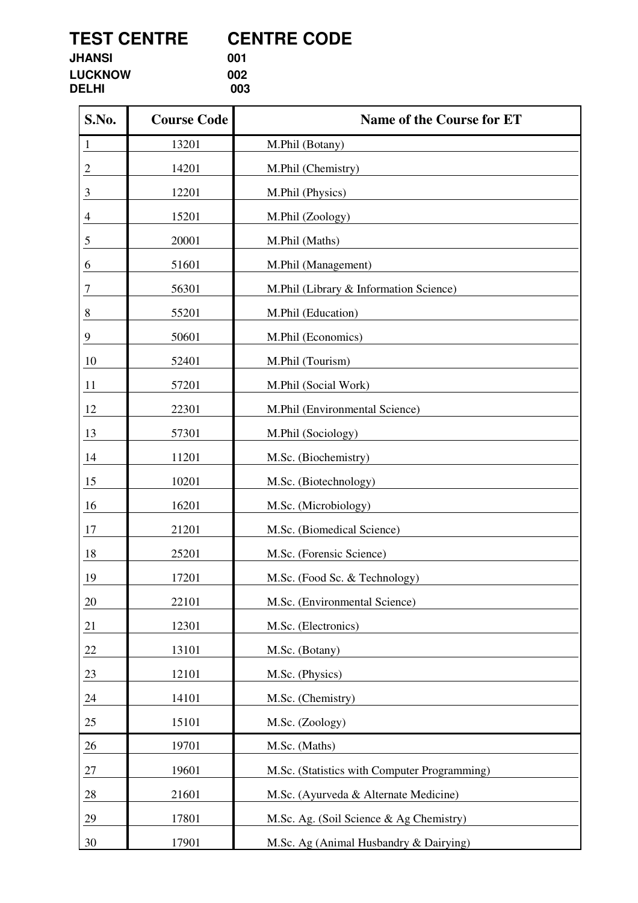| TEST CENTRE | CENTRE CODE |
|---|---|
| JHANSI | 001 |
| LUCKNOW | 002 |
| DELHI | 003 |

| S.No. | Course Code | Name of the Course for ET |
|---|---|---|
| 1 | 13201 | M.Phil (Botany) |
| 2 | 14201 | M.Phil (Chemistry) |
| 3 | 12201 | M.Phil (Physics) |
| 4 | 15201 | M.Phil (Zoology) |
| 5 | 20001 | M.Phil (Maths) |
| 6 | 51601 | M.Phil (Management) |
| 7 | 56301 | M.Phil (Library & Information Science) |
| 8 | 55201 | M.Phil (Education) |
| 9 | 50601 | M.Phil (Economics) |
| 10 | 52401 | M.Phil (Tourism) |
| 11 | 57201 | M.Phil (Social Work) |
| 12 | 22301 | M.Phil (Environmental Science) |
| 13 | 57301 | M.Phil (Sociology) |
| 14 | 11201 | M.Sc. (Biochemistry) |
| 15 | 10201 | M.Sc. (Biotechnology) |
| 16 | 16201 | M.Sc. (Microbiology) |
| 17 | 21201 | M.Sc. (Biomedical Science) |
| 18 | 25201 | M.Sc. (Forensic Science) |
| 19 | 17201 | M.Sc. (Food Sc. & Technology) |
| 20 | 22101 | M.Sc. (Environmental Science) |
| 21 | 12301 | M.Sc. (Electronics) |
| 22 | 13101 | M.Sc. (Botany) |
| 23 | 12101 | M.Sc. (Physics) |
| 24 | 14101 | M.Sc. (Chemistry) |
| 25 | 15101 | M.Sc. (Zoology) |
| 26 | 19701 | M.Sc. (Maths) |
| 27 | 19601 | M.Sc. (Statistics with Computer Programming) |
| 28 | 21601 | M.Sc. (Ayurveda & Alternate Medicine) |
| 29 | 17801 | M.Sc. Ag. (Soil Science & Ag Chemistry) |
| 30 | 17901 | M.Sc. Ag (Animal Husbandry & Dairying) |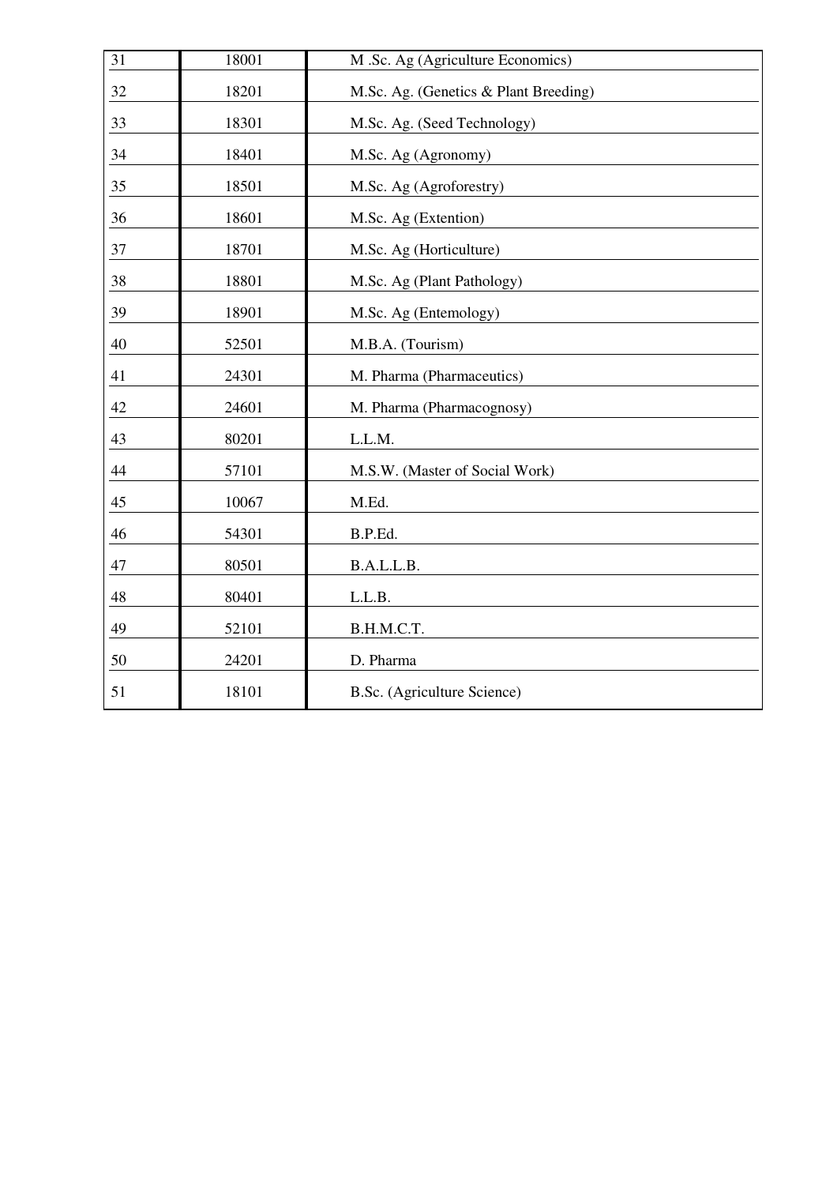| 31 | 18001 | M .Sc. Ag (Agriculture Economics) |
|---|---|---|
| 32 | 18201 | M.Sc. Ag. (Genetics & Plant Breeding) |
| 33 | 18301 | M.Sc. Ag. (Seed Technology) |
| 34 | 18401 | M.Sc. Ag (Agronomy) |
| 35 | 18501 | M.Sc. Ag (Agroforestry) |
| 36 | 18601 | M.Sc. Ag (Extention) |
| 37 | 18701 | M.Sc. Ag (Horticulture) |
| 38 | 18801 | M.Sc. Ag (Plant Pathology) |
| 39 | 18901 | M.Sc. Ag (Entemology) |
| 40 | 52501 | M.B.A. (Tourism) |
| 41 | 24301 | M. Pharma (Pharmaceutics) |
| 42 | 24601 | M. Pharma (Pharmacognosy) |
| 43 | 80201 | L.L.M. |
| 44 | 57101 | M.S.W. (Master of Social Work) |
| 45 | 10067 | M.Ed. |
| 46 | 54301 | B.P.Ed. |
| 47 | 80501 | B.A.L.L.B. |
| 48 | 80401 | L.L.B. |
| 49 | 52101 | B.H.M.C.T. |
| 50 | 24201 | D. Pharma |
| 51 | 18101 | B.Sc. (Agriculture Science) |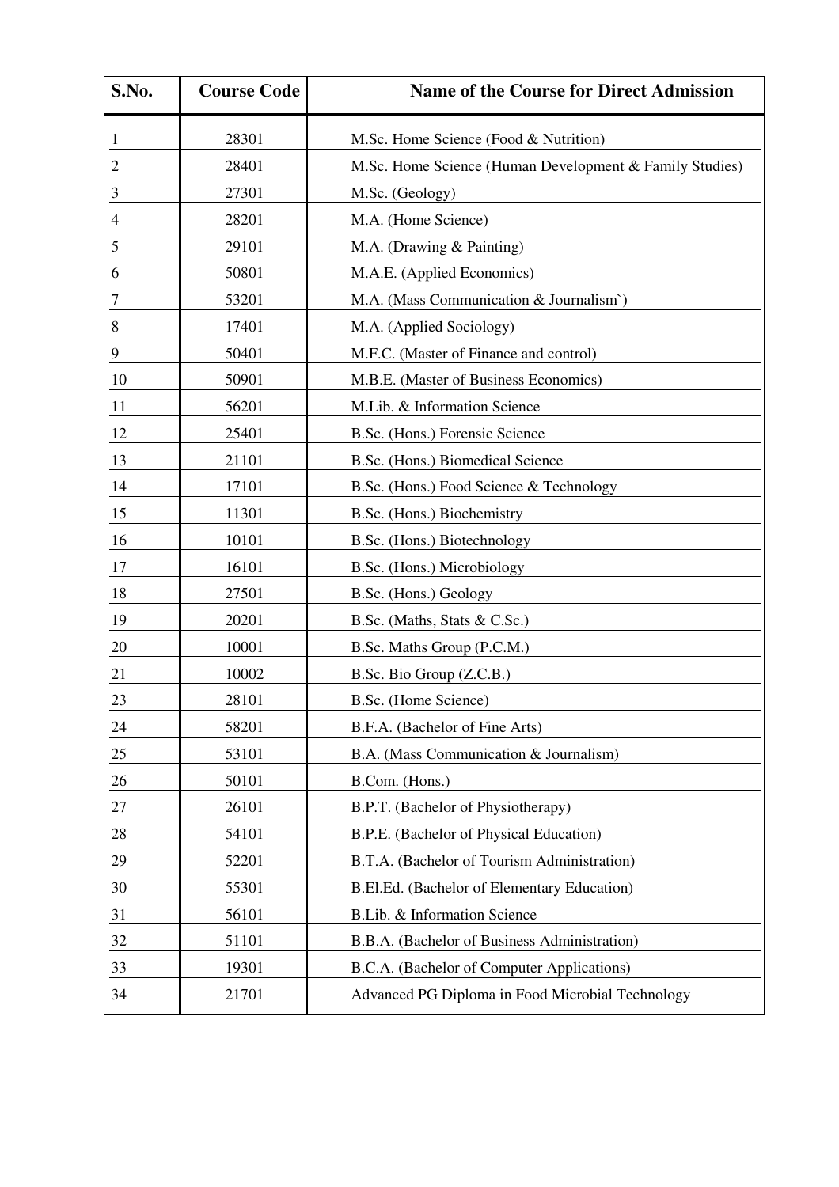| S.No. | Course Code | Name of the Course for Direct Admission |
|---|---|---|
| 1 | 28301 | M.Sc. Home Science (Food & Nutrition) |
| 2 | 28401 | M.Sc. Home Science (Human Development & Family Studies) |
| 3 | 27301 | M.Sc. (Geology) |
| 4 | 28201 | M.A. (Home Science) |
| 5 | 29101 | M.A. (Drawing & Painting) |
| 6 | 50801 | M.A.E. (Applied Economics) |
| 7 | 53201 | M.A. (Mass Communication & Journalism`) |
| 8 | 17401 | M.A. (Applied Sociology) |
| 9 | 50401 | M.F.C. (Master of Finance and control) |
| 10 | 50901 | M.B.E. (Master of Business Economics) |
| 11 | 56201 | M.Lib. & Information Science |
| 12 | 25401 | B.Sc. (Hons.) Forensic Science |
| 13 | 21101 | B.Sc. (Hons.) Biomedical Science |
| 14 | 17101 | B.Sc. (Hons.) Food Science & Technology |
| 15 | 11301 | B.Sc. (Hons.) Biochemistry |
| 16 | 10101 | B.Sc. (Hons.) Biotechnology |
| 17 | 16101 | B.Sc. (Hons.) Microbiology |
| 18 | 27501 | B.Sc. (Hons.) Geology |
| 19 | 20201 | B.Sc. (Maths, Stats & C.Sc.) |
| 20 | 10001 | B.Sc. Maths Group (P.C.M.) |
| 21 | 10002 | B.Sc. Bio Group (Z.C.B.) |
| 23 | 28101 | B.Sc. (Home Science) |
| 24 | 58201 | B.F.A. (Bachelor of Fine Arts) |
| 25 | 53101 | B.A. (Mass Communication & Journalism) |
| 26 | 50101 | B.Com. (Hons.) |
| 27 | 26101 | B.P.T. (Bachelor of Physiotherapy) |
| 28 | 54101 | B.P.E. (Bachelor of Physical Education) |
| 29 | 52201 | B.T.A. (Bachelor of Tourism Administration) |
| 30 | 55301 | B.El.Ed. (Bachelor of Elementary Education) |
| 31 | 56101 | B.Lib. & Information Science |
| 32 | 51101 | B.B.A. (Bachelor of Business Administration) |
| 33 | 19301 | B.C.A. (Bachelor of Computer Applications) |
| 34 | 21701 | Advanced PG Diploma in Food Microbial Technology |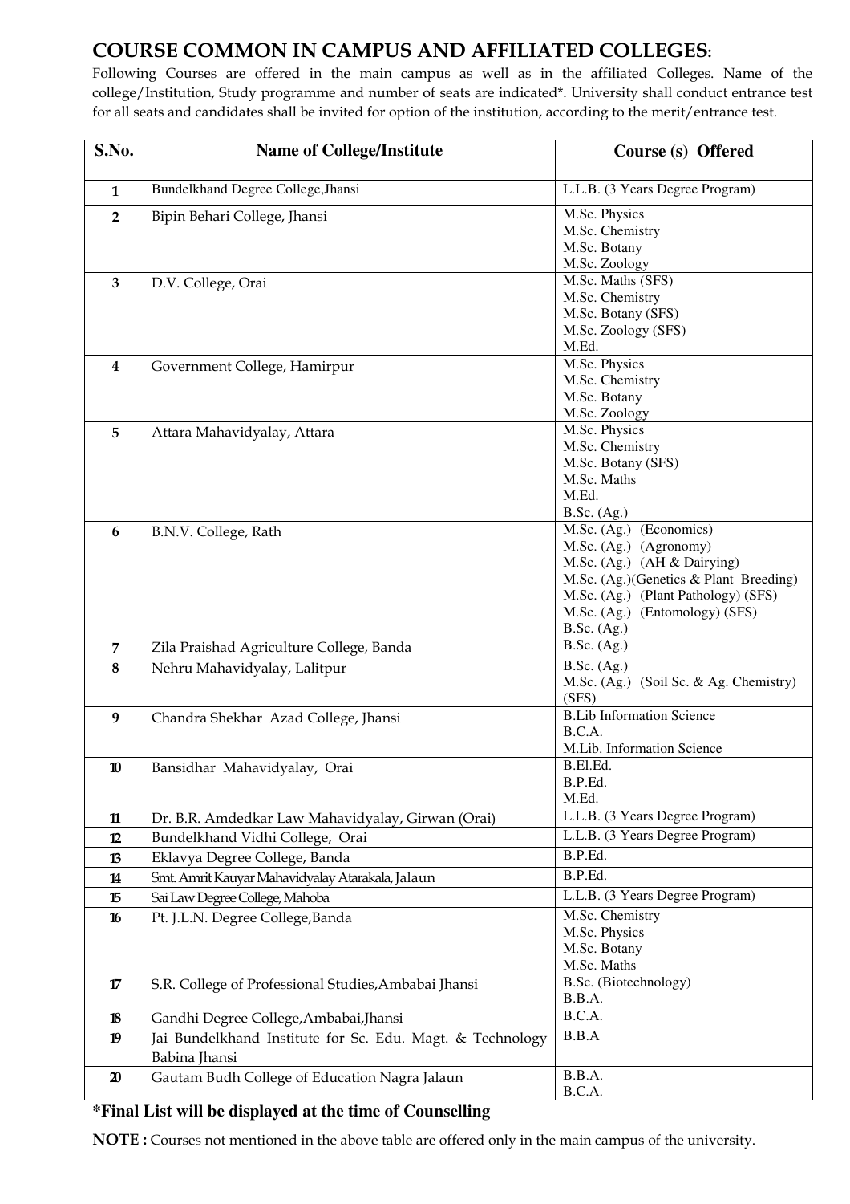## COURSE COMMON IN CAMPUS AND AFFILIATED COLLEGES:

Following Courses are offered in the main campus as well as in the affiliated Colleges. Name of the college/Institution, Study programme and number of seats are indicated*. University shall conduct entrance test for all seats and candidates shall be invited for option of the institution, according to the merit/entrance test.

| S.No. | Name of College/Institute | Course (s) Offered |
|---|---|---|
| 1 | Bundelkhand Degree College,Jhansi | L.L.B. (3 Years Degree Program) |
| 2 | Bipin Behari College, Jhansi | M.Sc. Physics<br>M.Sc. Chemistry<br>M.Sc. Botany<br>M.Sc. Zoology |
| 3 | D.V. College, Orai | M.Sc. Maths (SFS)<br>M.Sc. Chemistry<br>M.Sc. Botany (SFS)<br>M.Sc. Zoology (SFS)<br>M.Ed. |
| 4 | Government College, Hamirpur | M.Sc. Physics<br>M.Sc. Chemistry<br>M.Sc. Botany<br>M.Sc. Zoology |
| 5 | Attara Mahavidyalay, Attara | M.Sc. Physics<br>M.Sc. Chemistry<br>M.Sc. Botany (SFS)<br>M.Sc. Maths<br>M.Ed.<br>B.Sc. (Ag.) |
| 6 | B.N.V. College, Rath | M.Sc. (Ag.) (Economics)<br>M.Sc. (Ag.) (Agronomy)<br>M.Sc. (Ag.) (AH & Dairying)<br>M.Sc. (Ag.)(Genetics & Plant Breeding)<br>M.Sc. (Ag.) (Plant Pathology) (SFS)<br>M.Sc. (Ag.) (Entomology) (SFS)<br>B.Sc. (Ag.) |
| 7 | Zila Praishad Agriculture College, Banda | B.Sc. (Ag.) |
| 8 | Nehru Mahavidyalay, Lalitpur | B.Sc. (Ag.)<br>M.Sc. (Ag.) (Soil Sc. & Ag. Chemistry) (SFS) |
| 9 | Chandra Shekhar Azad College, Jhansi | B.Lib Information Science<br>B.C.A.<br>M.Lib. Information Science |
| 10 | Bansidhar Mahavidyalay, Orai | B.El.Ed.<br>B.P.Ed.<br>M.Ed. |
| 11 | Dr. B.R. Amdedkar Law Mahavidyalay, Girwan (Orai) | L.L.B. (3 Years Degree Program) |
| 12 | Bundelkhand Vidhi College, Orai | L.L.B. (3 Years Degree Program) |
| 13 | Eklavya Degree College, Banda | B.P.Ed. |
| 14 | Smt. Amrit Kauyar Mahavidyalay Atarakala, Jalaun | B.P.Ed. |
| 15 | Sai Law Degree College, Mahoba | L.L.B. (3 Years Degree Program) |
| 16 | Pt. J.L.N. Degree College,Banda | M.Sc. Chemistry<br>M.Sc. Physics<br>M.Sc. Botany<br>M.Sc. Maths |
| 17 | S.R. College of Professional Studies,Ambabai Jhansi | B.Sc. (Biotechnology)<br>B.B.A. |
| 18 | Gandhi Degree College,Ambabai,Jhansi | B.C.A. |
| 19 | Jai Bundelkhand Institute for Sc. Edu. Magt. & Technology Babina Jhansi | B.B.A |
| 20 | Gautam Budh College of Education Nagra Jalaun | B.B.A.<br>B.C.A. |

**\*Final List will be displayed at the time of Counselling**

**NOTE :** Courses not mentioned in the above table are offered only in the main campus of the university.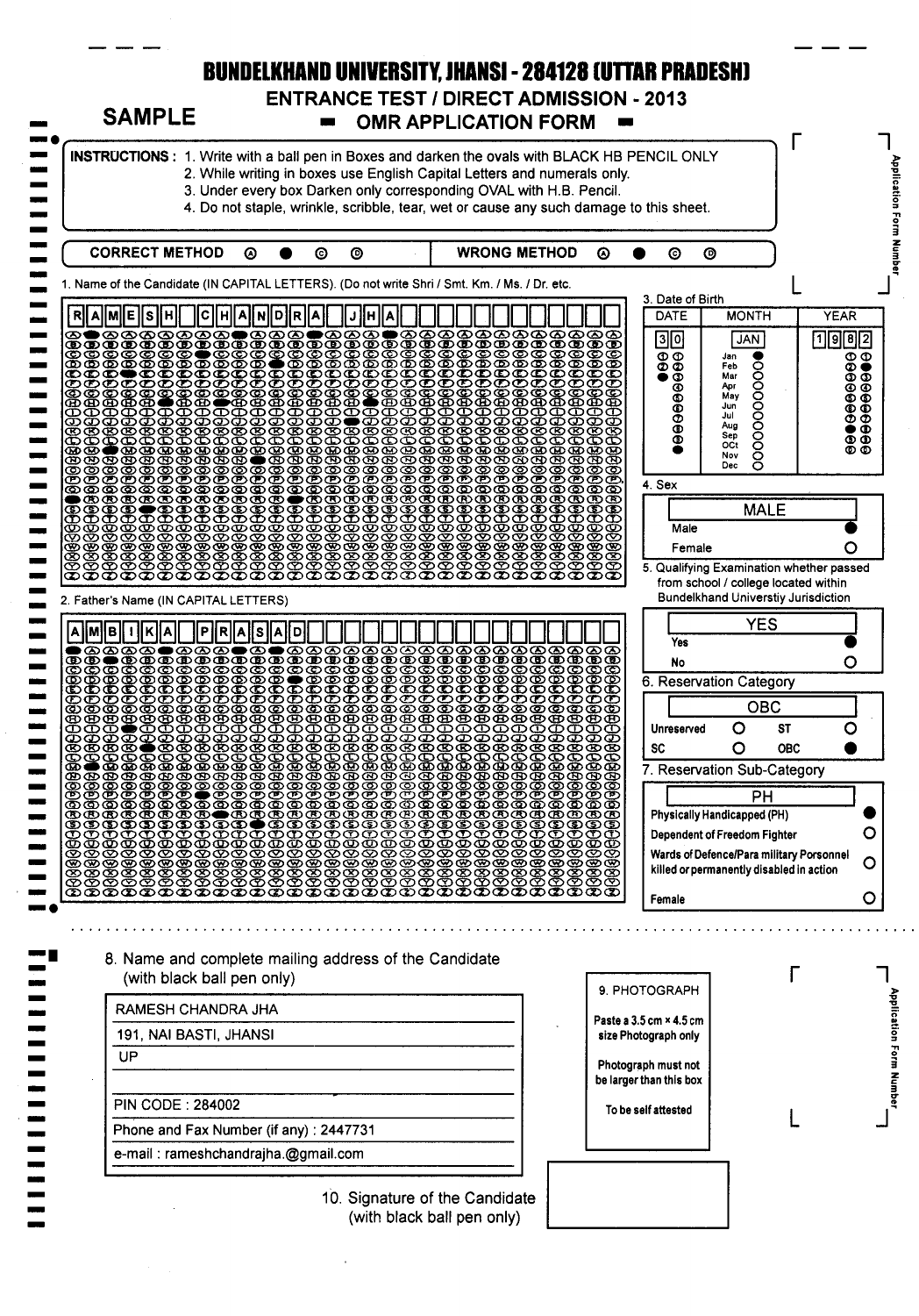# BUNDELKHAND UNIVERSITY, JHANSI - 284128 (UTTAR PRADESH)

## ENTRANCE TEST / DIRECT ADMISSION - 2013

**SAMPLE** — OMR APPLICATION FORM

**INSTRUCTIONS :**
1. Write with a ball pen in Boxes and darken the ovals with BLACK HB PENCIL ONLY
2. While writing in boxes use English Capital Letters and numerals only.
3. Under every box Darken only corresponding OVAL with H.B. Pencil.
4. Do not staple, wrinkle, scribble, tear, wet or cause any such damage to this sheet.

**CORRECT METHOD** Ⓐ ● Ⓒ Ⓓ | **WRONG METHOD** Ⓐ ● Ⓒ Ⓓ

Application Form Number

1. Name of the Candidate (IN CAPITAL LETTERS). (Do not write Shri / Smt. Km. / Ms. / Dr. etc.

RAMESH CHANDRA JHA

2. Father's Name (IN CAPITAL LETTERS)

AMBIKA PRASAD

3. Date of Birth

| DATE | MONTH | YEAR |
|---|---|---|
| 30 | JAN | 1982 |

4. Sex

MALE

- Male ●
- Female ○

5. Qualifying Examination whether passed from school / college located within Bundelkhand Universtiy Jurisdiction

YES

- Yes ●
- No ○

6. Reservation Category

OBC

- Unreserved ○
- ST ○
- SC ○
- OBC ●

7. Reservation Sub-Category

PH

- Physically Handicapped (PH) ●
- Dependent of Freedom Fighter ○
- Wards of Defence/Para military Porsonnel killed or permanently disabled in action ○
- Female ○

8. Name and complete mailing address of the Candidate (with black ball pen only)

RAMESH CHANDRA JHA
191, NAI BASTI, JHANSI
UP

PIN CODE : 284002
Phone and Fax Number (if any) : 2447731
e-mail : rameshchandrajha.@gmail.com

9. PHOTOGRAPH

Paste a 3.5 cm × 4.5 cm size Photograph only

Photograph must not be larger than this box

To be self attested

Application Form Number

10. Signature of the Candidate (with black ball pen only)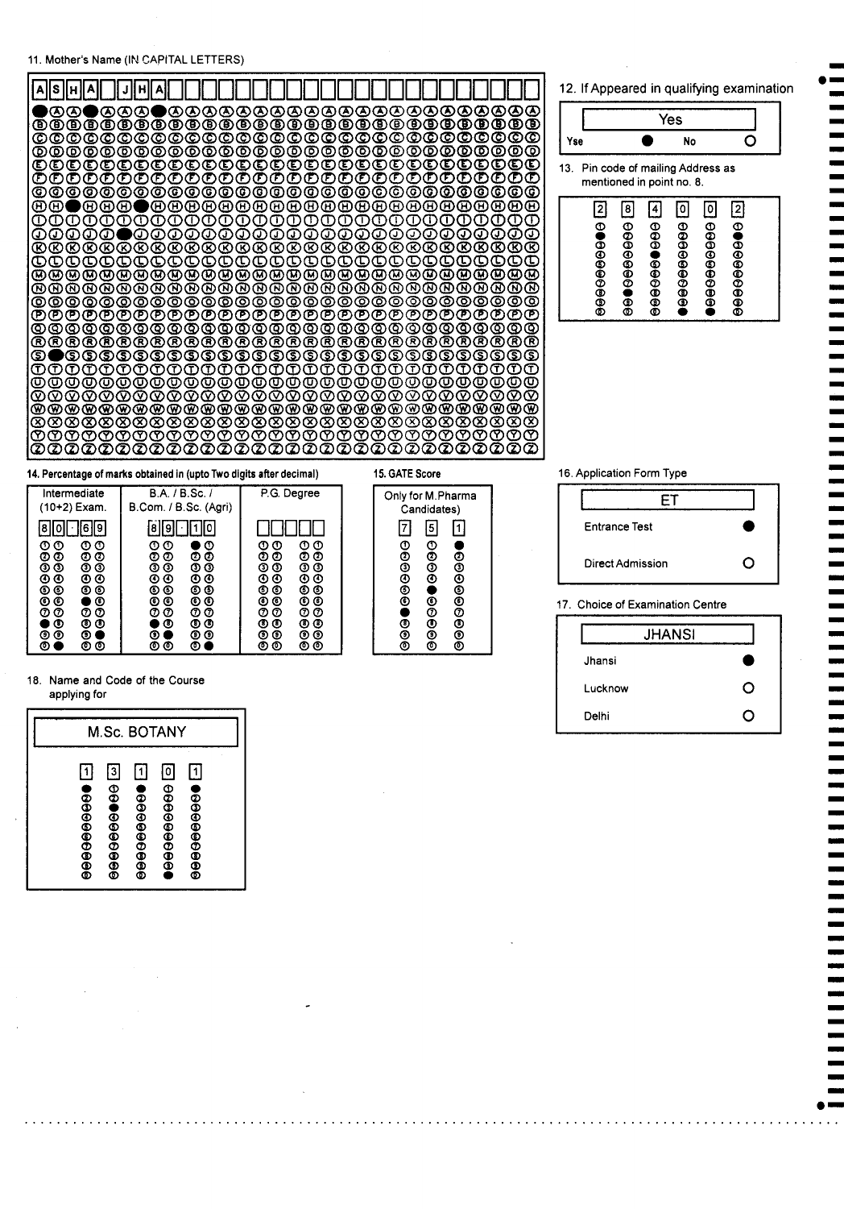11. Mother's Name (IN CAPITAL LETTERS)

| A | S | H | A | | J | H | A |
|---|---|---|---|---|---|---|---|

12. If Appeared in qualifying examination

Yes

Yse ● No ○

13. Pin code of mailing Address as mentioned in point no. 8.

| 2 | 8 | 4 | 0 | 0 | 2 |
|---|---|---|---|---|---|

14. Percentage of marks obtained in (upto Two digits after decimal)

| Intermediate (10+2) Exam. | B.A. / B.Sc. / B.Com. / B.Sc. (Agri) | P.G. Degree |
|---|---|---|
| 80.69 | 89.10 | |

15. GATE Score

Only for M.Pharma Candidates)

| 7 | 5 | 1 |
|---|---|---|

16. Application Form Type

ET

Entrance Test ●

Direct Admission ○

17. Choice of Examination Centre

JHANSI

Jhansi ●

Lucknow ○

Delhi ○

18. Name and Code of the Course applying for

M.Sc. BOTANY

| 1 | 3 | 1 | 0 | 1 |
|---|---|---|---|---|